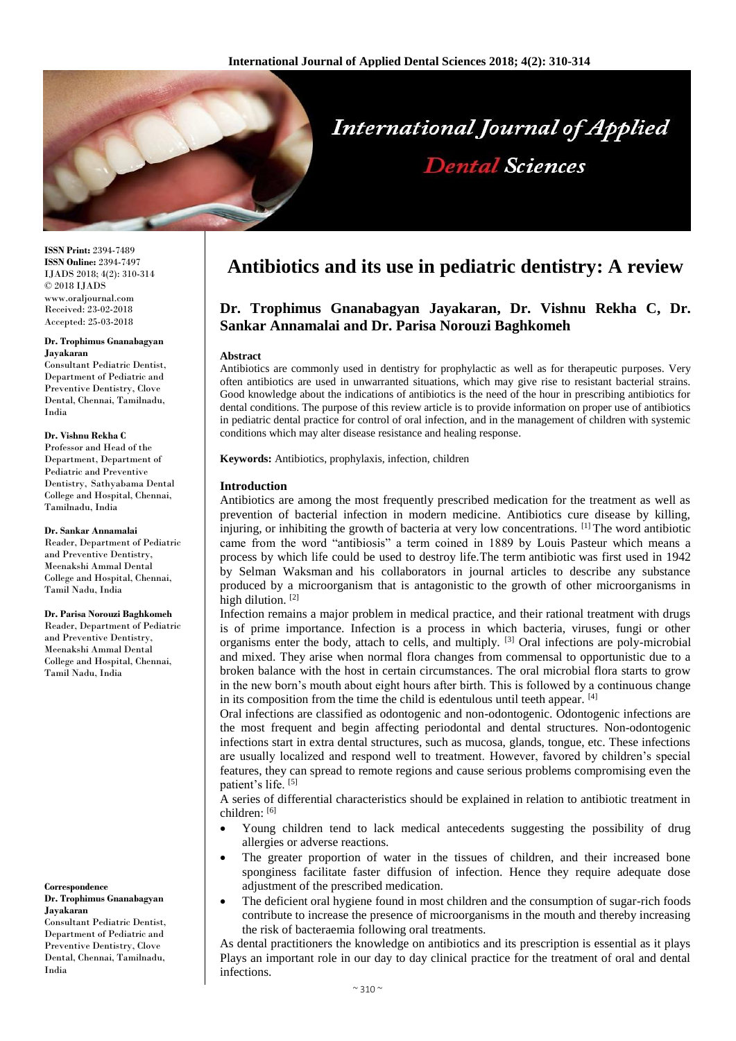**ISSN Print:** 2394-7489
**ISSN Online:** 2394-7497
IJADS 2018; 4(2): 310-314
© 2018 IJADS
www.oraljournal.com
Received: 23-02-2018
Accepted: 25-03-2018

**Dr. Trophimus Gnanabagyan Jayakaran**
Consultant Pediatric Dentist, Department of Pediatric and Preventive Dentistry, Clove Dental, Chennai, Tamilnadu, India

**Dr. Vishnu Rekha C**
Professor and Head of the Department, Department of Pediatric and Preventive Dentistry, Sathyabama Dental College and Hospital, Chennai, Tamilnadu, India

**Dr. Sankar Annamalai**
Reader, Department of Pediatric and Preventive Dentistry, Meenakshi Ammal Dental College and Hospital, Chennai, Tamil Nadu, India

**Dr. Parisa Norouzi Baghkomeh**
Reader, Department of Pediatric and Preventive Dentistry, Meenakshi Ammal Dental College and Hospital, Chennai, Tamil Nadu, India

**Correspondence**
**Dr. Trophimus Gnanabagyan Jayakaran**
Consultant Pediatric Dentist, Department of Pediatric and Preventive Dentistry, Clove Dental, Chennai, Tamilnadu, India

# Antibiotics and its use in pediatric dentistry: A review

## Dr. Trophimus Gnanabagyan Jayakaran, Dr. Vishnu Rekha C, Dr. Sankar Annamalai and Dr. Parisa Norouzi Baghkomeh

### Abstract

Antibiotics are commonly used in dentistry for prophylactic as well as for therapeutic purposes. Very often antibiotics are used in unwarranted situations, which may give rise to resistant bacterial strains. Good knowledge about the indications of antibiotics is the need of the hour in prescribing antibiotics for dental conditions. The purpose of this review article is to provide information on proper use of antibiotics in pediatric dental practice for control of oral infection, and in the management of children with systemic conditions which may alter disease resistance and healing response.

**Keywords:** Antibiotics, prophylaxis, infection, children

### Introduction

Antibiotics are among the most frequently prescribed medication for the treatment as well as prevention of bacterial infection in modern medicine. Antibiotics cure disease by killing, injuring, or inhibiting the growth of bacteria at very low concentrations. [1] The word antibiotic came from the word "antibiosis" a term coined in 1889 by Louis Pasteur which means a process by which life could be used to destroy life.The term antibiotic was first used in 1942 by Selman Waksman and his collaborators in journal articles to describe any substance produced by a microorganism that is antagonistic to the growth of other microorganisms in high dilution. [2]

Infection remains a major problem in medical practice, and their rational treatment with drugs is of prime importance. Infection is a process in which bacteria, viruses, fungi or other organisms enter the body, attach to cells, and multiply. [3] Oral infections are poly-microbial and mixed. They arise when normal flora changes from commensal to opportunistic due to a broken balance with the host in certain circumstances. The oral microbial flora starts to grow in the new born's mouth about eight hours after birth. This is followed by a continuous change in its composition from the time the child is edentulous until teeth appear. [4]

Oral infections are classified as odontogenic and non-odontogenic. Odontogenic infections are the most frequent and begin affecting periodontal and dental structures. Non-odontogenic infections start in extra dental structures, such as mucosa, glands, tongue, etc. These infections are usually localized and respond well to treatment. However, favored by children's special features, they can spread to remote regions and cause serious problems compromising even the patient's life. [5]

A series of differential characteristics should be explained in relation to antibiotic treatment in children: [6]

- Young children tend to lack medical antecedents suggesting the possibility of drug allergies or adverse reactions.
- The greater proportion of water in the tissues of children, and their increased bone sponginess facilitate faster diffusion of infection. Hence they require adequate dose adjustment of the prescribed medication.
- The deficient oral hygiene found in most children and the consumption of sugar-rich foods contribute to increase the presence of microorganisms in the mouth and thereby increasing the risk of bacteraemia following oral treatments.

As dental practitioners the knowledge on antibiotics and its prescription is essential as it plays Plays an important role in our day to day clinical practice for the treatment of oral and dental infections.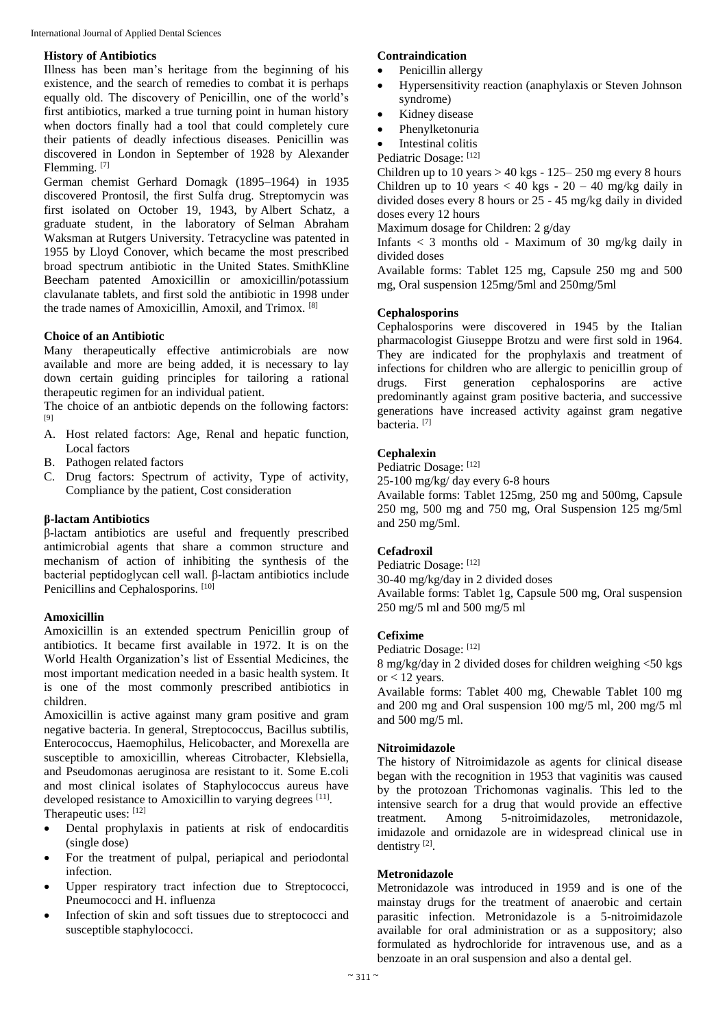**History of Antibiotics**

Illness has been man's heritage from the beginning of his existence, and the search of remedies to combat it is perhaps equally old. The discovery of Penicillin, one of the world's first antibiotics, marked a true turning point in human history when doctors finally had a tool that could completely cure their patients of deadly infectious diseases. Penicillin was discovered in London in September of 1928 by Alexander Flemming. [7]

German chemist Gerhard Domagk (1895–1964) in 1935 discovered Prontosil, the first Sulfa drug. Streptomycin was first isolated on October 19, 1943, by Albert Schatz, a graduate student, in the laboratory of Selman Abraham Waksman at Rutgers University. Tetracycline was patented in 1955 by Lloyd Conover, which became the most prescribed broad spectrum antibiotic in the United States. SmithKline Beecham patented Amoxicillin or amoxicillin/potassium clavulanate tablets, and first sold the antibiotic in 1998 under the trade names of Amoxicillin, Amoxil, and Trimox. [8]

**Choice of an Antibiotic**

Many therapeutically effective antimicrobials are now available and more are being added, it is necessary to lay down certain guiding principles for tailoring a rational therapeutic regimen for an individual patient.

The choice of an antbiotic depends on the following factors: [9]

A. Host related factors: Age, Renal and hepatic function, Local factors
B. Pathogen related factors
C. Drug factors: Spectrum of activity, Type of activity, Compliance by the patient, Cost consideration

**β-lactam Antibiotics**

β-lactam antibiotics are useful and frequently prescribed antimicrobial agents that share a common structure and mechanism of action of inhibiting the synthesis of the bacterial peptidoglycan cell wall. β-lactam antibiotics include Penicillins and Cephalosporins. [10]

**Amoxicillin**

Amoxicillin is an extended spectrum Penicillin group of antibiotics. It became first available in 1972. It is on the World Health Organization's list of Essential Medicines, the most important medication needed in a basic health system. It is one of the most commonly prescribed antibiotics in children.

Amoxicillin is active against many gram positive and gram negative bacteria. In general, Streptococcus, Bacillus subtilis, Enterococcus, Haemophilus, Helicobacter, and Morexella are susceptible to amoxicillin, whereas Citrobacter, Klebsiella, and Pseudomonas aeruginosa are resistant to it. Some E.coli and most clinical isolates of Staphylococcus aureus have developed resistance to Amoxicillin to varying degrees [11].

Therapeutic uses: [12]

- Dental prophylaxis in patients at risk of endocarditis (single dose)
- For the treatment of pulpal, periapical and periodontal infection.
- Upper respiratory tract infection due to Streptococci, Pneumococci and H. influenza
- Infection of skin and soft tissues due to streptococci and susceptible staphylococci.

**Contraindication**

- Penicillin allergy
- Hypersensitivity reaction (anaphylaxis or Steven Johnson syndrome)
- Kidney disease
- Phenylketonuria
- Intestinal colitis

Pediatric Dosage: [12]

Children up to 10 years > 40 kgs - 125– 250 mg every 8 hours

Children up to 10 years < 40 kgs - 20 – 40 mg/kg daily in divided doses every 8 hours or 25 - 45 mg/kg daily in divided doses every 12 hours

Maximum dosage for Children: 2 g/day

Infants < 3 months old - Maximum of 30 mg/kg daily in divided doses

Available forms: Tablet 125 mg, Capsule 250 mg and 500 mg, Oral suspension 125mg/5ml and 250mg/5ml

**Cephalosporins**

Cephalosporins were discovered in 1945 by the Italian pharmacologist Giuseppe Brotzu and were first sold in 1964. They are indicated for the prophylaxis and treatment of infections for children who are allergic to penicillin group of drugs. First generation cephalosporins are active predominantly against gram positive bacteria, and successive generations have increased activity against gram negative bacteria. [7]

**Cephalexin**

Pediatric Dosage: [12]

25-100 mg/kg/ day every 6-8 hours

Available forms: Tablet 125mg, 250 mg and 500mg, Capsule 250 mg, 500 mg and 750 mg, Oral Suspension 125 mg/5ml and 250 mg/5ml.

**Cefadroxil**

Pediatric Dosage: [12]

30-40 mg/kg/day in 2 divided doses

Available forms: Tablet 1g, Capsule 500 mg, Oral suspension 250 mg/5 ml and 500 mg/5 ml

**Cefixime**

Pediatric Dosage: [12]

8 mg/kg/day in 2 divided doses for children weighing <50 kgs or < 12 years.

Available forms: Tablet 400 mg, Chewable Tablet 100 mg and 200 mg and Oral suspension 100 mg/5 ml, 200 mg/5 ml and 500 mg/5 ml.

**Nitroimidazole**

The history of Nitroimidazole as agents for clinical disease began with the recognition in 1953 that vaginitis was caused by the protozoan Trichomonas vaginalis. This led to the intensive search for a drug that would provide an effective treatment. Among 5-nitroimidazoles, metronidazole, imidazole and ornidazole are in widespread clinical use in dentistry [2].

**Metronidazole**

Metronidazole was introduced in 1959 and is one of the mainstay drugs for the treatment of anaerobic and certain parasitic infection. Metronidazole is a 5-nitroimidazole available for oral administration or as a suppository; also formulated as hydrochloride for intravenous use, and as a benzoate in an oral suspension and also a dental gel.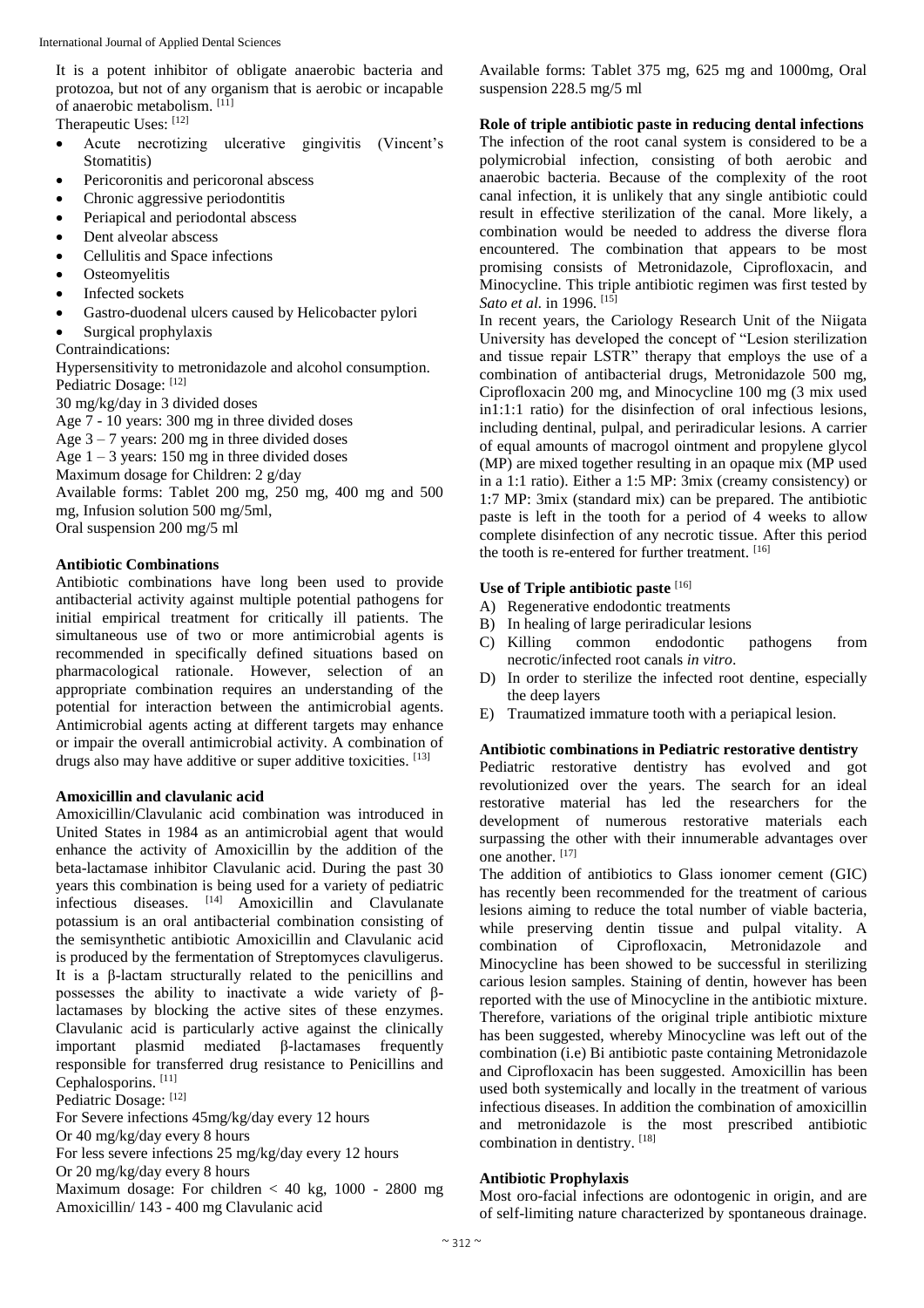It is a potent inhibitor of obligate anaerobic bacteria and protozoa, but not of any organism that is aerobic or incapable of anaerobic metabolism. [11]

Therapeutic Uses: [12]

- Acute necrotizing ulcerative gingivitis (Vincent's Stomatitis)
- Pericoronitis and pericoronal abscess
- Chronic aggressive periodontitis
- Periapical and periodontal abscess
- Dent alveolar abscess
- Cellulitis and Space infections
- Osteomyelitis
- Infected sockets
- Gastro-duodenal ulcers caused by Helicobacter pylori
- Surgical prophylaxis

Contraindications:

Hypersensitivity to metronidazole and alcohol consumption.

Pediatric Dosage: [12]

30 mg/kg/day in 3 divided doses

Age 7 - 10 years: 300 mg in three divided doses

Age 3 – 7 years: 200 mg in three divided doses

Age 1 – 3 years: 150 mg in three divided doses

Maximum dosage for Children: 2 g/day

Available forms: Tablet 200 mg, 250 mg, 400 mg and 500 mg, Infusion solution 500 mg/5ml,

Oral suspension 200 mg/5 ml

**Antibiotic Combinations**

Antibiotic combinations have long been used to provide antibacterial activity against multiple potential pathogens for initial empirical treatment for critically ill patients. The simultaneous use of two or more antimicrobial agents is recommended in specifically defined situations based on pharmacological rationale. However, selection of an appropriate combination requires an understanding of the potential for interaction between the antimicrobial agents. Antimicrobial agents acting at different targets may enhance or impair the overall antimicrobial activity. A combination of drugs also may have additive or super additive toxicities. [13]

**Amoxicillin and clavulanic acid**

Amoxicillin/Clavulanic acid combination was introduced in United States in 1984 as an antimicrobial agent that would enhance the activity of Amoxicillin by the addition of the beta-lactamase inhibitor Clavulanic acid. During the past 30 years this combination is being used for a variety of pediatric infectious diseases. [14] Amoxicillin and Clavulanate potassium is an oral antibacterial combination consisting of the semisynthetic antibiotic Amoxicillin and Clavulanic acid is produced by the fermentation of Streptomyces clavuligerus. It is a β-lactam structurally related to the penicillins and possesses the ability to inactivate a wide variety of β-lactamases by blocking the active sites of these enzymes. Clavulanic acid is particularly active against the clinically important plasmid mediated β-lactamases frequently responsible for transferred drug resistance to Penicillins and Cephalosporins. [11]

Pediatric Dosage: [12]

For Severe infections 45mg/kg/day every 12 hours

Or 40 mg/kg/day every 8 hours

For less severe infections 25 mg/kg/day every 12 hours

Or 20 mg/kg/day every 8 hours

Maximum dosage: For children < 40 kg, 1000 - 2800 mg Amoxicillin/ 143 - 400 mg Clavulanic acid

Available forms: Tablet 375 mg, 625 mg and 1000mg, Oral suspension 228.5 mg/5 ml

**Role of triple antibiotic paste in reducing dental infections**

The infection of the root canal system is considered to be a polymicrobial infection, consisting of both aerobic and anaerobic bacteria. Because of the complexity of the root canal infection, it is unlikely that any single antibiotic could result in effective sterilization of the canal. More likely, a combination would be needed to address the diverse flora encountered. The combination that appears to be most promising consists of Metronidazole, Ciprofloxacin, and Minocycline. This triple antibiotic regimen was first tested by *Sato et al.* in 1996. [15]

In recent years, the Cariology Research Unit of the Niigata University has developed the concept of "Lesion sterilization and tissue repair LSTR" therapy that employs the use of a combination of antibacterial drugs, Metronidazole 500 mg, Ciprofloxacin 200 mg, and Minocycline 100 mg (3 mix used in1:1:1 ratio) for the disinfection of oral infectious lesions, including dentinal, pulpal, and periradicular lesions. A carrier of equal amounts of macrogol ointment and propylene glycol (MP) are mixed together resulting in an opaque mix (MP used in a 1:1 ratio). Either a 1:5 MP: 3mix (creamy consistency) or 1:7 MP: 3mix (standard mix) can be prepared. The antibiotic paste is left in the tooth for a period of 4 weeks to allow complete disinfection of any necrotic tissue. After this period the tooth is re-entered for further treatment. [16]

**Use of Triple antibiotic paste** [16]

A) Regenerative endodontic treatments
B) In healing of large periradicular lesions
C) Killing common endodontic pathogens from necrotic/infected root canals *in vitro*.
D) In order to sterilize the infected root dentine, especially the deep layers
E) Traumatized immature tooth with a periapical lesion.

**Antibiotic combinations in Pediatric restorative dentistry**

Pediatric restorative dentistry has evolved and got revolutionized over the years. The search for an ideal restorative material has led the researchers for the development of numerous restorative materials each surpassing the other with their innumerable advantages over one another. [17]

The addition of antibiotics to Glass ionomer cement (GIC) has recently been recommended for the treatment of carious lesions aiming to reduce the total number of viable bacteria, while preserving dentin tissue and pulpal vitality. A combination of Ciprofloxacin, Metronidazole and Minocycline has been showed to be successful in sterilizing carious lesion samples. Staining of dentin, however has been reported with the use of Minocycline in the antibiotic mixture. Therefore, variations of the original triple antibiotic mixture has been suggested, whereby Minocycline was left out of the combination (i.e) Bi antibiotic paste containing Metronidazole and Ciprofloxacin has been suggested. Amoxicillin has been used both systemically and locally in the treatment of various infectious diseases. In addition the combination of amoxicillin and metronidazole is the most prescribed antibiotic combination in dentistry. [18]

**Antibiotic Prophylaxis**

Most oro-facial infections are odontogenic in origin, and are of self-limiting nature characterized by spontaneous drainage.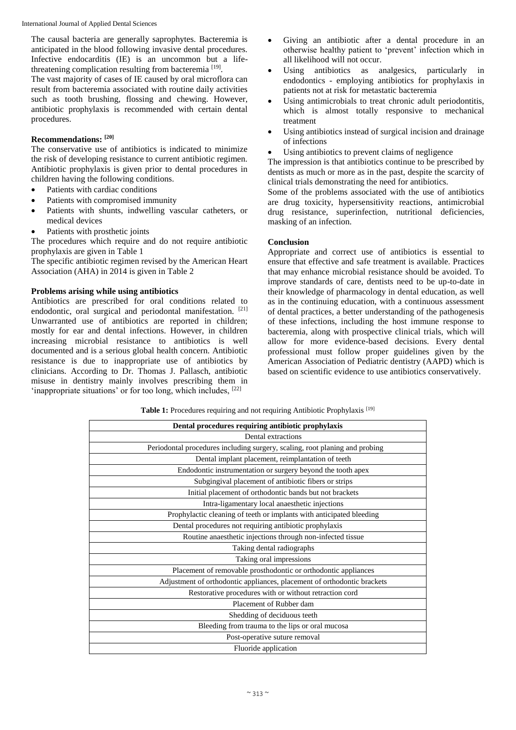The causal bacteria are generally saprophytes. Bacteremia is anticipated in the blood following invasive dental procedures. Infective endocarditis (IE) is an uncommon but a life-threatening complication resulting from bacteremia [19].

The vast majority of cases of IE caused by oral microflora can result from bacteremia associated with routine daily activities such as tooth brushing, flossing and chewing. However, antibiotic prophylaxis is recommended with certain dental procedures.

**Recommendations: [20]**

The conservative use of antibiotics is indicated to minimize the risk of developing resistance to current antibiotic regimen. Antibiotic prophylaxis is given prior to dental procedures in children having the following conditions.

- Patients with cardiac conditions
- Patients with compromised immunity
- Patients with shunts, indwelling vascular catheters, or medical devices
- Patients with prosthetic joints

The procedures which require and do not require antibiotic prophylaxis are given in Table 1

The specific antibiotic regimen revised by the American Heart Association (AHA) in 2014 is given in Table 2

**Problems arising while using antibiotics**

Antibiotics are prescribed for oral conditions related to endodontic, oral surgical and periodontal manifestation. [21] Unwarranted use of antibiotics are reported in children; mostly for ear and dental infections. However, in children increasing microbial resistance to antibiotics is well documented and is a serious global health concern. Antibiotic resistance is due to inappropriate use of antibiotics by clinicians. According to Dr. Thomas J. Pallasch, antibiotic misuse in dentistry mainly involves prescribing them in 'inappropriate situations' or for too long, which includes, [22]

- Giving an antibiotic after a dental procedure in an otherwise healthy patient to 'prevent' infection which in all likelihood will not occur.
- Using antibiotics as analgesics, particularly in endodontics - employing antibiotics for prophylaxis in patients not at risk for metastatic bacteremia
- Using antimicrobials to treat chronic adult periodontitis, which is almost totally responsive to mechanical treatment
- Using antibiotics instead of surgical incision and drainage of infections
- Using antibiotics to prevent claims of negligence

The impression is that antibiotics continue to be prescribed by dentists as much or more as in the past, despite the scarcity of clinical trials demonstrating the need for antibiotics.

Some of the problems associated with the use of antibiotics are drug toxicity, hypersensitivity reactions, antimicrobial drug resistance, superinfection, nutritional deficiencies, masking of an infection.

**Conclusion**

Appropriate and correct use of antibiotics is essential to ensure that effective and safe treatment is available. Practices that may enhance microbial resistance should be avoided. To improve standards of care, dentists need to be up-to-date in their knowledge of pharmacology in dental education, as well as in the continuing education, with a continuous assessment of dental practices, a better understanding of the pathogenesis of these infections, including the host immune response to bacteremia, along with prospective clinical trials, which will allow for more evidence-based decisions. Every dental professional must follow proper guidelines given by the American Association of Pediatric dentistry (AAPD) which is based on scientific evidence to use antibiotics conservatively.

**Table 1:** Procedures requiring and not requiring Antibiotic Prophylaxis [19]

| **Dental procedures requiring antibiotic prophylaxis** |
|---|
| Dental extractions |
| Periodontal procedures including surgery, scaling, root planing and probing |
| Dental implant placement, reimplantation of teeth |
| Endodontic instrumentation or surgery beyond the tooth apex |
| Subgingival placement of antibiotic fibers or strips |
| Initial placement of orthodontic bands but not brackets |
| Intra-ligamentary local anaesthetic injections |
| Prophylactic cleaning of teeth or implants with anticipated bleeding |
| Dental procedures not requiring antibiotic prophylaxis |
| Routine anaesthetic injections through non-infected tissue |
| Taking dental radiographs |
| Taking oral impressions |
| Placement of removable prosthodontic or orthodontic appliances |
| Adjustment of orthodontic appliances, placement of orthodontic brackets |
| Restorative procedures with or without retraction cord |
| Placement of Rubber dam |
| Shedding of deciduous teeth |
| Bleeding from trauma to the lips or oral mucosa |
| Post-operative suture removal |
| Fluoride application |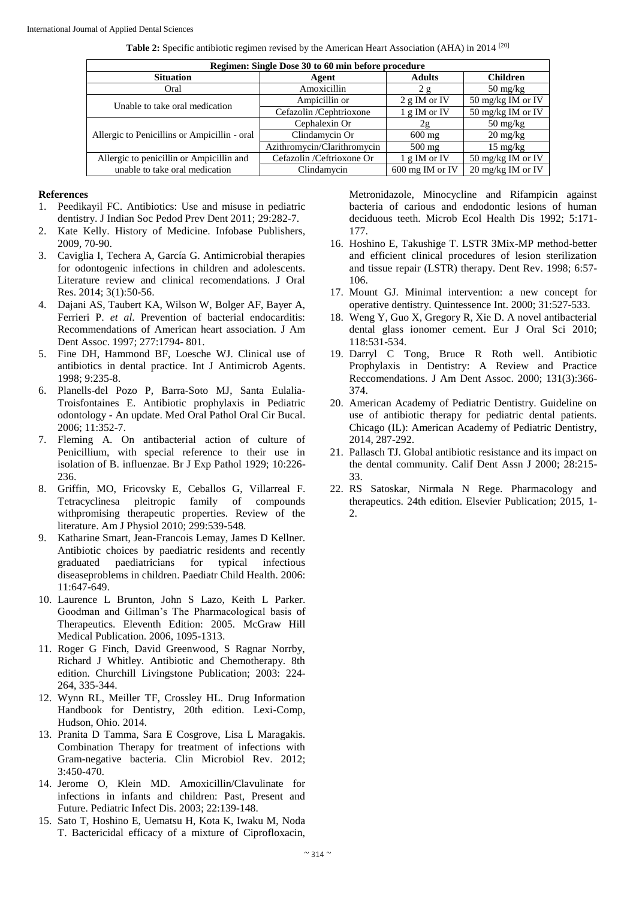**Table 2:** Specific antibiotic regimen revised by the American Heart Association (AHA) in 2014 [20]

| Regimen: Single Dose 30 to 60 min before procedure | | | |
|---|---|---|---|
| **Situation** | **Agent** | **Adults** | **Children** |
| Oral | Amoxicillin | 2 g | 50 mg/kg |
| Unable to take oral medication | Ampicillin or | 2 g IM or IV | 50 mg/kg IM or IV |
| | Cefazolin /Cephtrioxone | 1 g IM or IV | 50 mg/kg IM or IV |
| Allergic to Penicillins or Ampicillin - oral | Cephalexin Or | 2g | 50 mg/kg |
| | Clindamycin Or | 600 mg | 20 mg/kg |
| | Azithromycin/Clarithromycin | 500 mg | 15 mg/kg |
| Allergic to penicillin or Ampicillin and unable to take oral medication | Cefazolin /Ceftrioxone Or | 1 g IM or IV | 50 mg/kg IM or IV |
| | Clindamycin | 600 mg IM or IV | 20 mg/kg IM or IV |

## References

1. Peedikayil FC. Antibiotics: Use and misuse in pediatric dentistry. J Indian Soc Pedod Prev Dent 2011; 29:282-7.
2. Kate Kelly. History of Medicine. Infobase Publishers, 2009, 70-90.
3. Caviglia I, Techera A, García G. Antimicrobial therapies for odontogenic infections in children and adolescents. Literature review and clinical recomendations. J Oral Res. 2014; 3(1):50-56.
4. Dajani AS, Taubert KA, Wilson W, Bolger AF, Bayer A, Ferrieri P. *et al.* Prevention of bacterial endocarditis: Recommendations of American heart association. J Am Dent Assoc. 1997; 277:1794- 801.
5. Fine DH, Hammond BF, Loesche WJ. Clinical use of antibiotics in dental practice. Int J Antimicrob Agents. 1998; 9:235-8.
6. Planells-del Pozo P, Barra-Soto MJ, Santa Eulalia-Troisfontaines E. Antibiotic prophylaxis in Pediatric odontology - An update. Med Oral Pathol Oral Cir Bucal. 2006; 11:352-7.
7. Fleming A. On antibacterial action of culture of Penicillium, with special reference to their use in isolation of B. influenzae. Br J Exp Pathol 1929; 10:226-236.
8. Griffin, MO, Fricovsky E, Ceballos G, Villarreal F. Tetracyclinesa pleitropic family of compounds withpromising therapeutic properties. Review of the literature. Am J Physiol 2010; 299:539-548.
9. Katharine Smart, Jean-Francois Lemay, James D Kellner. Antibiotic choices by paediatric residents and recently graduated paediatricians for typical infectious diseaseproblems in children. Paediatr Child Health. 2006: 11:647-649.
10. Laurence L Brunton, John S Lazo, Keith L Parker. Goodman and Gillman's The Pharmacological basis of Therapeutics. Eleventh Edition: 2005. McGraw Hill Medical Publication. 2006, 1095-1313.
11. Roger G Finch, David Greenwood, S Ragnar Norrby, Richard J Whitley. Antibiotic and Chemotherapy. 8th edition. Churchill Livingstone Publication; 2003: 224-264, 335-344.
12. Wynn RL, Meiller TF, Crossley HL. Drug Information Handbook for Dentistry, 20th edition. Lexi-Comp, Hudson, Ohio. 2014.
13. Pranita D Tamma, Sara E Cosgrove, Lisa L Maragakis. Combination Therapy for treatment of infections with Gram-negative bacteria. Clin Microbiol Rev. 2012; 3:450-470.
14. Jerome O, Klein MD. Amoxicillin/Clavulinate for infections in infants and children: Past, Present and Future. Pediatric Infect Dis. 2003; 22:139-148.
15. Sato T, Hoshino E, Uematsu H, Kota K, Iwaku M, Noda T. Bactericidal efficacy of a mixture of Ciprofloxacin, Metronidazole, Minocycline and Rifampicin against bacteria of carious and endodontic lesions of human deciduous teeth. Microb Ecol Health Dis 1992; 5:171-177.
16. Hoshino E, Takushige T. LSTR 3Mix-MP method-better and efficient clinical procedures of lesion sterilization and tissue repair (LSTR) therapy. Dent Rev. 1998; 6:57-106.
17. Mount GJ. Minimal intervention: a new concept for operative dentistry. Quintessence Int. 2000; 31:527-533.
18. Weng Y, Guo X, Gregory R, Xie D. A novel antibacterial dental glass ionomer cement. Eur J Oral Sci 2010; 118:531-534.
19. Darryl C Tong, Bruce R Roth well. Antibiotic Prophylaxis in Dentistry: A Review and Practice Reccomendations. J Am Dent Assoc. 2000; 131(3):366-374.
20. American Academy of Pediatric Dentistry. Guideline on use of antibiotic therapy for pediatric dental patients. Chicago (IL): American Academy of Pediatric Dentistry, 2014, 287-292.
21. Pallasch TJ. Global antibiotic resistance and its impact on the dental community. Calif Dent Assn J 2000; 28:215-33.
22. RS Satoskar, Nirmala N Rege. Pharmacology and therapeutics. 24th edition. Elsevier Publication; 2015, 1-2.